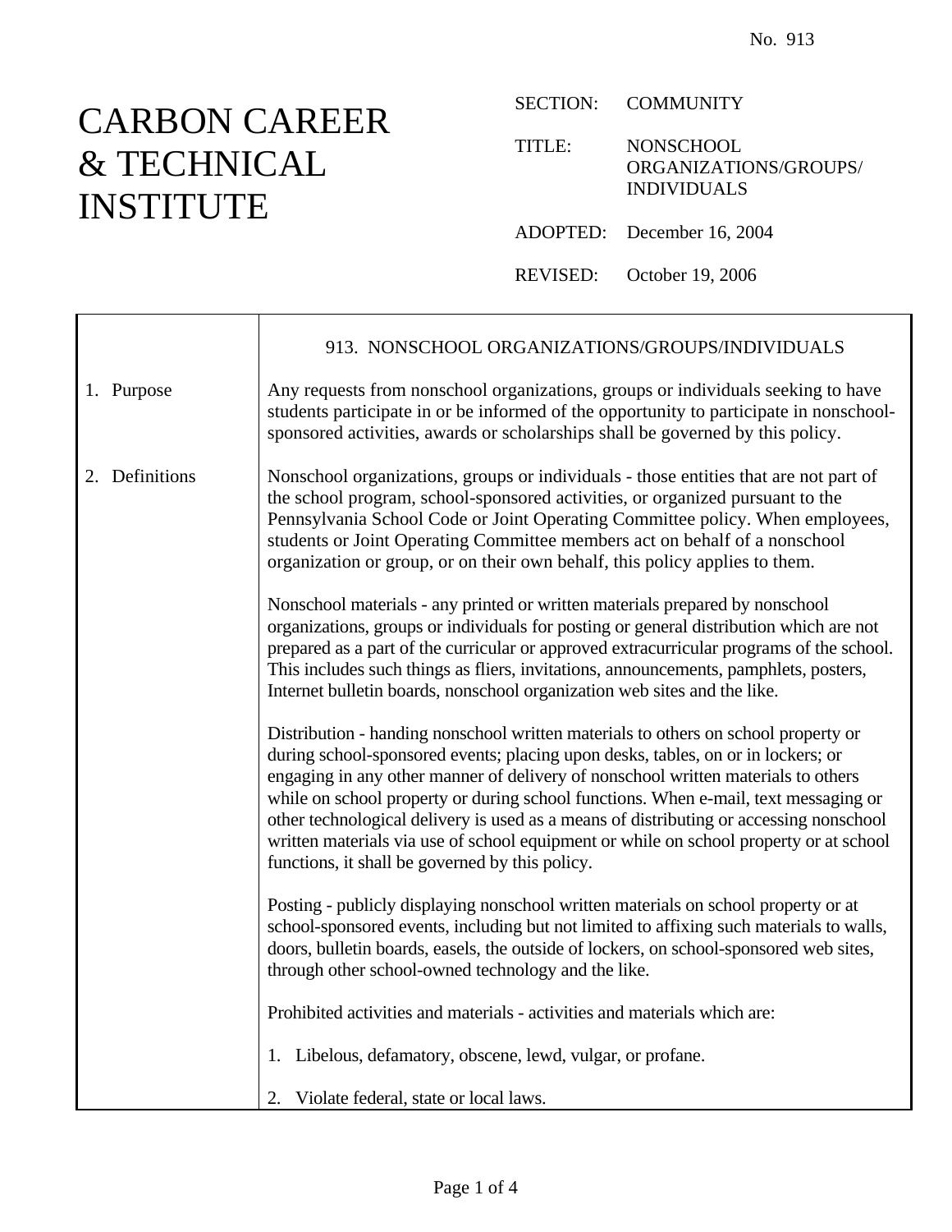No. 913

# CARBON CAREER & TECHNICAL INSTITUTE

SECTION: COMMUNITY

TITLE: NONSCHOOL ORGANIZATIONS/GROUPS/ INDIVIDUALS

ADOPTED: December 16, 2004

REVISED: October 19, 2006

## 913. NONSCHOOL ORGANIZATIONS/GROUPS/INDIVIDUALS

### 1. Purpose

Any requests from nonschool organizations, groups or individuals seeking to have students participate in or be informed of the opportunity to participate in nonschool-sponsored activities, awards or scholarships shall be governed by this policy.

### 2. Definitions

Nonschool organizations, groups or individuals - those entities that are not part of the school program, school-sponsored activities, or organized pursuant to the Pennsylvania School Code or Joint Operating Committee policy. When employees, students or Joint Operating Committee members act on behalf of a nonschool organization or group, or on their own behalf, this policy applies to them.

Nonschool materials - any printed or written materials prepared by nonschool organizations, groups or individuals for posting or general distribution which are not prepared as a part of the curricular or approved extracurricular programs of the school. This includes such things as fliers, invitations, announcements, pamphlets, posters, Internet bulletin boards, nonschool organization web sites and the like.

Distribution - handing nonschool written materials to others on school property or during school-sponsored events; placing upon desks, tables, on or in lockers; or engaging in any other manner of delivery of nonschool written materials to others while on school property or during school functions. When e-mail, text messaging or other technological delivery is used as a means of distributing or accessing nonschool written materials via use of school equipment or while on school property or at school functions, it shall be governed by this policy.

Posting - publicly displaying nonschool written materials on school property or at school-sponsored events, including but not limited to affixing such materials to walls, doors, bulletin boards, easels, the outside of lockers, on school-sponsored web sites, through other school-owned technology and the like.

Prohibited activities and materials - activities and materials which are:

1. Libelous, defamatory, obscene, lewd, vulgar, or profane.

2. Violate federal, state or local laws.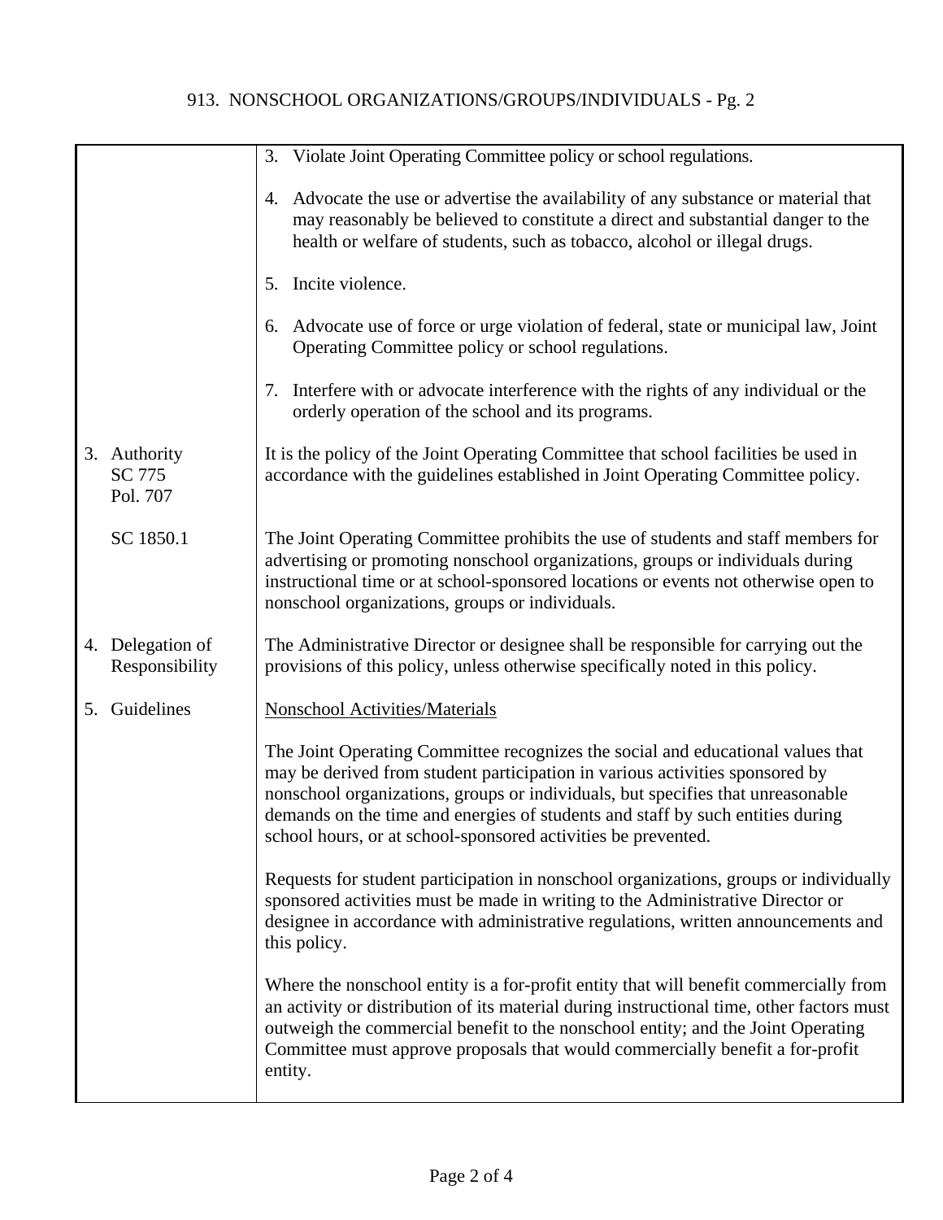3. Violate Joint Operating Committee policy or school regulations.

4. Advocate the use or advertise the availability of any substance or material that may reasonably be believed to constitute a direct and substantial danger to the health or welfare of students, such as tobacco, alcohol or illegal drugs.

5. Incite violence.

6. Advocate use of force or urge violation of federal, state or municipal law, Joint Operating Committee policy or school regulations.

7. Interfere with or advocate interference with the rights of any individual or the orderly operation of the school and its programs.

**3. Authority**
SC 775
Pol. 707

It is the policy of the Joint Operating Committee that school facilities be used in accordance with the guidelines established in Joint Operating Committee policy.

SC 1850.1

The Joint Operating Committee prohibits the use of students and staff members for advertising or promoting nonschool organizations, groups or individuals during instructional time or at school-sponsored locations or events not otherwise open to nonschool organizations, groups or individuals.

**4. Delegation of Responsibility**

The Administrative Director or designee shall be responsible for carrying out the provisions of this policy, unless otherwise specifically noted in this policy.

**5. Guidelines**

Nonschool Activities/Materials

The Joint Operating Committee recognizes the social and educational values that may be derived from student participation in various activities sponsored by nonschool organizations, groups or individuals, but specifies that unreasonable demands on the time and energies of students and staff by such entities during school hours, or at school-sponsored activities be prevented.

Requests for student participation in nonschool organizations, groups or individually sponsored activities must be made in writing to the Administrative Director or designee in accordance with administrative regulations, written announcements and this policy.

Where the nonschool entity is a for-profit entity that will benefit commercially from an activity or distribution of its material during instructional time, other factors must outweigh the commercial benefit to the nonschool entity; and the Joint Operating Committee must approve proposals that would commercially benefit a for-profit entity.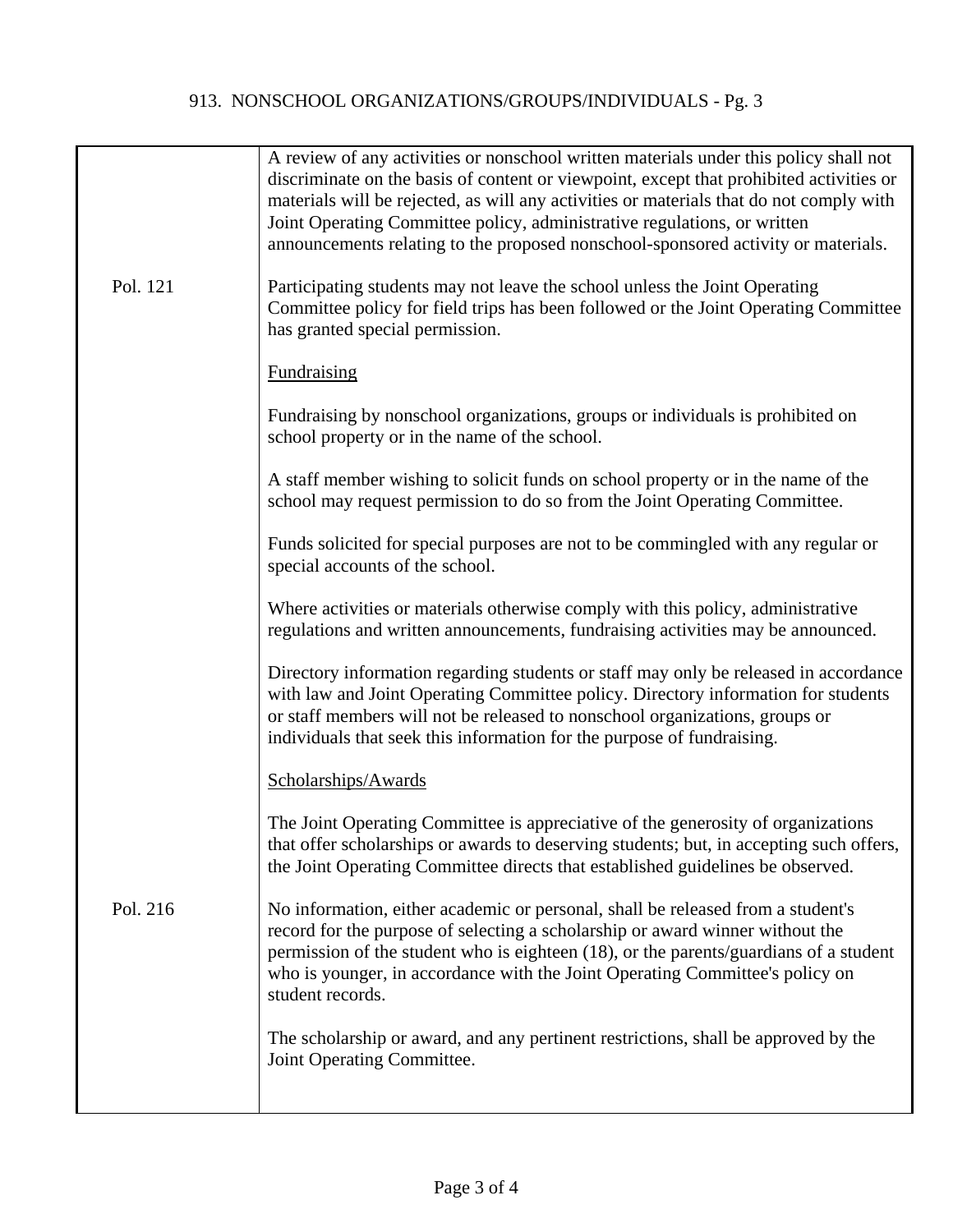A review of any activities or nonschool written materials under this policy shall not discriminate on the basis of content or viewpoint, except that prohibited activities or materials will be rejected, as will any activities or materials that do not comply with Joint Operating Committee policy, administrative regulations, or written announcements relating to the proposed nonschool-sponsored activity or materials.

Pol. 121

Participating students may not leave the school unless the Joint Operating Committee policy for field trips has been followed or the Joint Operating Committee has granted special permission.

Fundraising

Fundraising by nonschool organizations, groups or individuals is prohibited on school property or in the name of the school.

A staff member wishing to solicit funds on school property or in the name of the school may request permission to do so from the Joint Operating Committee.

Funds solicited for special purposes are not to be commingled with any regular or special accounts of the school.

Where activities or materials otherwise comply with this policy, administrative regulations and written announcements, fundraising activities may be announced.

Directory information regarding students or staff may only be released in accordance with law and Joint Operating Committee policy. Directory information for students or staff members will not be released to nonschool organizations, groups or individuals that seek this information for the purpose of fundraising.

Scholarships/Awards

The Joint Operating Committee is appreciative of the generosity of organizations that offer scholarships or awards to deserving students; but, in accepting such offers, the Joint Operating Committee directs that established guidelines be observed.

Pol. 216

No information, either academic or personal, shall be released from a student's record for the purpose of selecting a scholarship or award winner without the permission of the student who is eighteen (18), or the parents/guardians of a student who is younger, in accordance with the Joint Operating Committee's policy on student records.

The scholarship or award, and any pertinent restrictions, shall be approved by the Joint Operating Committee.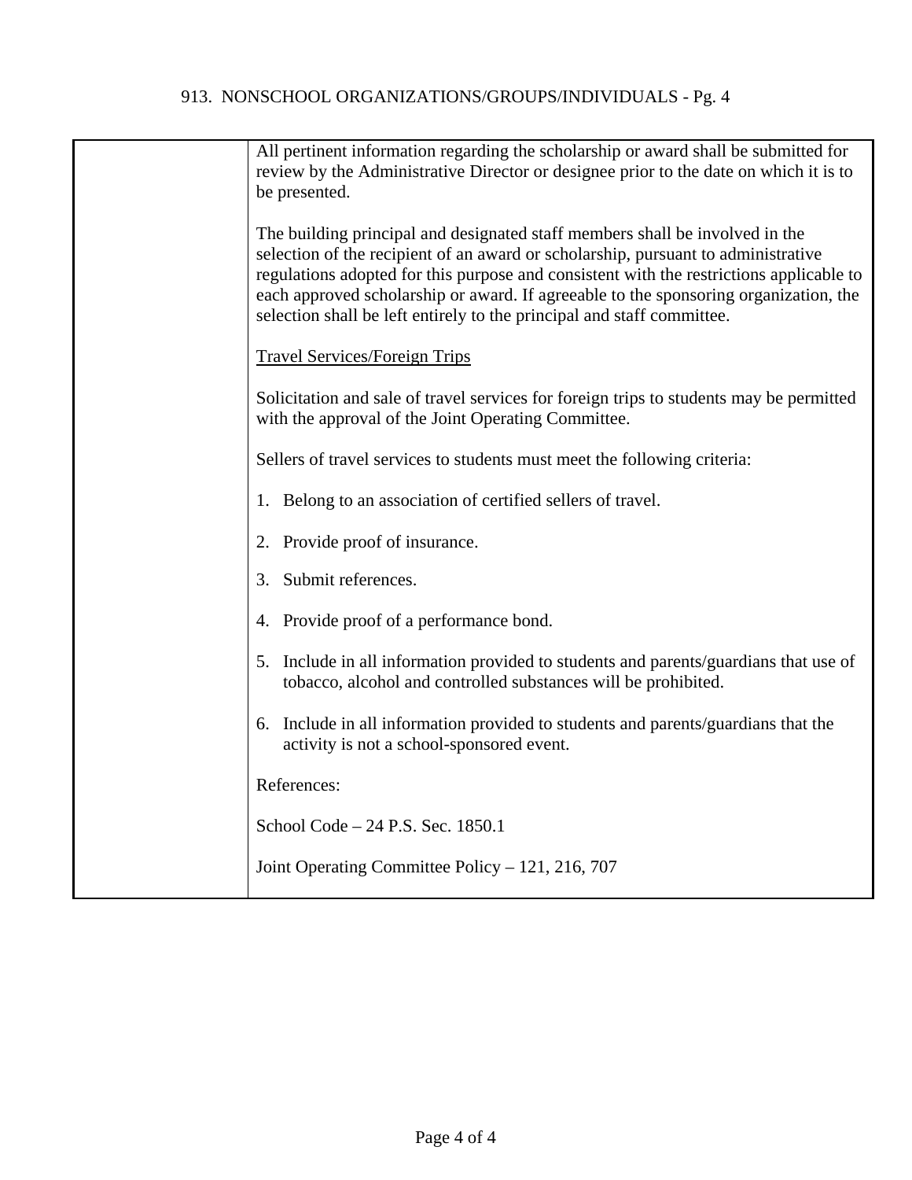All pertinent information regarding the scholarship or award shall be submitted for review by the Administrative Director or designee prior to the date on which it is to be presented.

The building principal and designated staff members shall be involved in the selection of the recipient of an award or scholarship, pursuant to administrative regulations adopted for this purpose and consistent with the restrictions applicable to each approved scholarship or award. If agreeable to the sponsoring organization, the selection shall be left entirely to the principal and staff committee.

<u>Travel Services/Foreign Trips</u>

Solicitation and sale of travel services for foreign trips to students may be permitted with the approval of the Joint Operating Committee.

Sellers of travel services to students must meet the following criteria:

1. Belong to an association of certified sellers of travel.

2. Provide proof of insurance.

3. Submit references.

4. Provide proof of a performance bond.

5. Include in all information provided to students and parents/guardians that use of tobacco, alcohol and controlled substances will be prohibited.

6. Include in all information provided to students and parents/guardians that the activity is not a school-sponsored event.

References:

School Code – 24 P.S. Sec. 1850.1

Joint Operating Committee Policy – 121, 216, 707